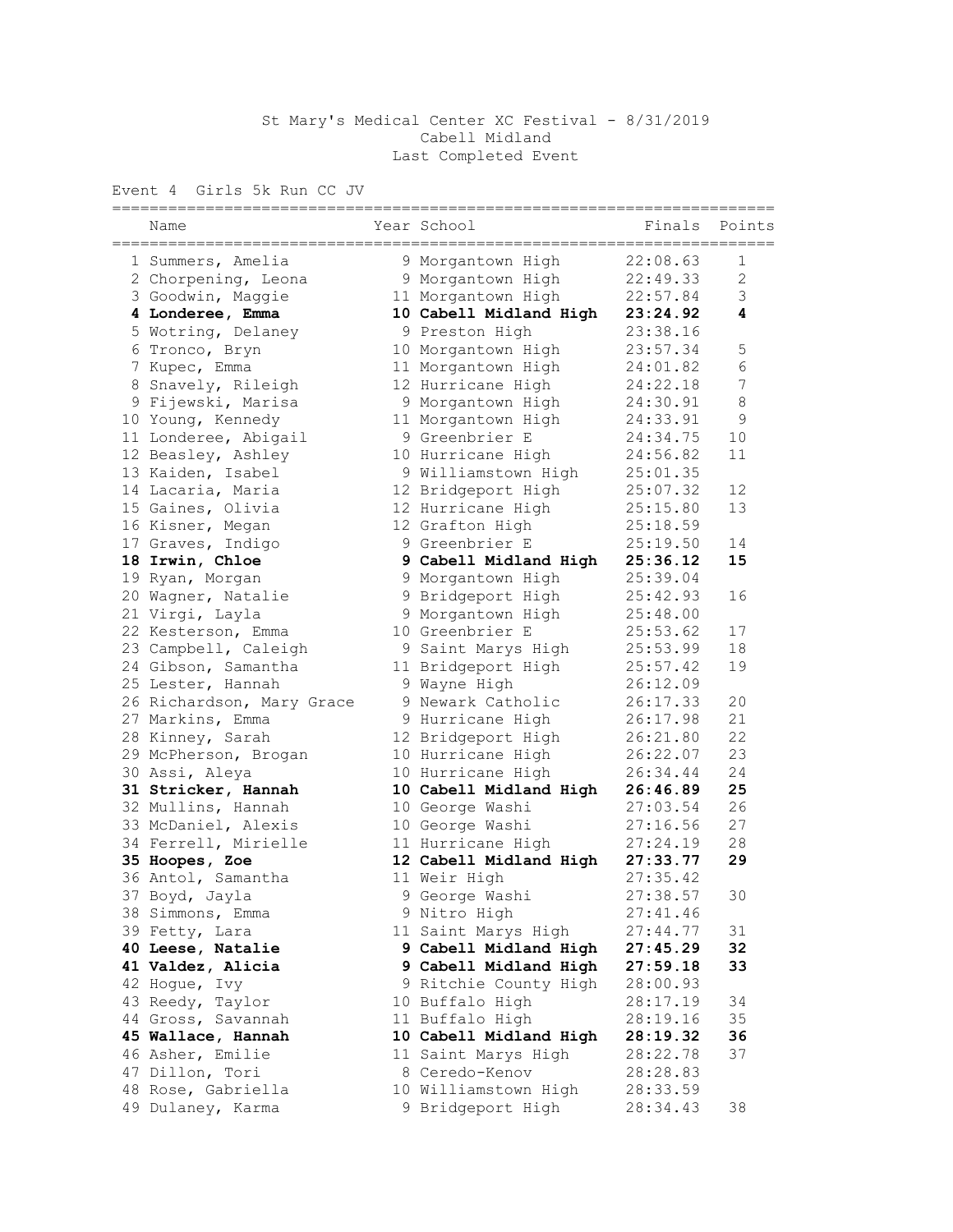St Mary's Medical Center XC Festival - 8/31/2019

Cabell Midland

Last Completed Event

Event 4 Girls 5k Run CC JV

| | Name | Year | School | Finals | Points |
|---|---|---|---|---|---|
| 1 | Summers, Amelia | 9 | Morgantown High | 22:08.63 | 1 |
| 2 | Chorpening, Leona | 9 | Morgantown High | 22:49.33 | 2 |
| 3 | Goodwin, Maggie | 11 | Morgantown High | 22:57.84 | 3 |
| **4** | **Londeree, Emma** | **10** | **Cabell Midland High** | **23:24.92** | **4** |
| 5 | Wotring, Delaney | 9 | Preston High | 23:38.16 | |
| 6 | Tronco, Bryn | 10 | Morgantown High | 23:57.34 | 5 |
| 7 | Kupec, Emma | 11 | Morgantown High | 24:01.82 | 6 |
| 8 | Snavely, Rileigh | 12 | Hurricane High | 24:22.18 | 7 |
| 9 | Fijewski, Marisa | 9 | Morgantown High | 24:30.91 | 8 |
| 10 | Young, Kennedy | 11 | Morgantown High | 24:33.91 | 9 |
| 11 | Londeree, Abigail | 9 | Greenbrier E | 24:34.75 | 10 |
| 12 | Beasley, Ashley | 10 | Hurricane High | 24:56.82 | 11 |
| 13 | Kaiden, Isabel | 9 | Williamstown High | 25:01.35 | |
| 14 | Lacaria, Maria | 12 | Bridgeport High | 25:07.32 | 12 |
| 15 | Gaines, Olivia | 12 | Hurricane High | 25:15.80 | 13 |
| 16 | Kisner, Megan | 12 | Grafton High | 25:18.59 | |
| 17 | Graves, Indigo | 9 | Greenbrier E | 25:19.50 | 14 |
| **18** | **Irwin, Chloe** | **9** | **Cabell Midland High** | **25:36.12** | **15** |
| 19 | Ryan, Morgan | 9 | Morgantown High | 25:39.04 | |
| 20 | Wagner, Natalie | 9 | Bridgeport High | 25:42.93 | 16 |
| 21 | Virgi, Layla | 9 | Morgantown High | 25:48.00 | |
| 22 | Kesterson, Emma | 10 | Greenbrier E | 25:53.62 | 17 |
| 23 | Campbell, Caleigh | 9 | Saint Marys High | 25:53.99 | 18 |
| 24 | Gibson, Samantha | 11 | Bridgeport High | 25:57.42 | 19 |
| 25 | Lester, Hannah | 9 | Wayne High | 26:12.09 | |
| 26 | Richardson, Mary Grace | 9 | Newark Catholic | 26:17.33 | 20 |
| 27 | Markins, Emma | 9 | Hurricane High | 26:17.98 | 21 |
| 28 | Kinney, Sarah | 12 | Bridgeport High | 26:21.80 | 22 |
| 29 | McPherson, Brogan | 10 | Hurricane High | 26:22.07 | 23 |
| 30 | Assi, Aleya | 10 | Hurricane High | 26:34.44 | 24 |
| **31** | **Stricker, Hannah** | **10** | **Cabell Midland High** | **26:46.89** | **25** |
| 32 | Mullins, Hannah | 10 | George Washi | 27:03.54 | 26 |
| 33 | McDaniel, Alexis | 10 | George Washi | 27:16.56 | 27 |
| 34 | Ferrell, Mirielle | 11 | Hurricane High | 27:24.19 | 28 |
| **35** | **Hoopes, Zoe** | **12** | **Cabell Midland High** | **27:33.77** | **29** |
| 36 | Antol, Samantha | 11 | Weir High | 27:35.42 | |
| 37 | Boyd, Jayla | 9 | George Washi | 27:38.57 | 30 |
| 38 | Simmons, Emma | 9 | Nitro High | 27:41.46 | |
| 39 | Fetty, Lara | 11 | Saint Marys High | 27:44.77 | 31 |
| **40** | **Leese, Natalie** | **9** | **Cabell Midland High** | **27:45.29** | **32** |
| **41** | **Valdez, Alicia** | **9** | **Cabell Midland High** | **27:59.18** | **33** |
| 42 | Hogue, Ivy | 9 | Ritchie County High | 28:00.93 | |
| 43 | Reedy, Taylor | 10 | Buffalo High | 28:17.19 | 34 |
| 44 | Gross, Savannah | 11 | Buffalo High | 28:19.16 | 35 |
| **45** | **Wallace, Hannah** | **10** | **Cabell Midland High** | **28:19.32** | **36** |
| 46 | Asher, Emilie | 11 | Saint Marys High | 28:22.78 | 37 |
| 47 | Dillon, Tori | 8 | Ceredo-Kenov | 28:28.83 | |
| 48 | Rose, Gabriella | 10 | Williamstown High | 28:33.59 | |
| 49 | Dulaney, Karma | 9 | Bridgeport High | 28:34.43 | 38 |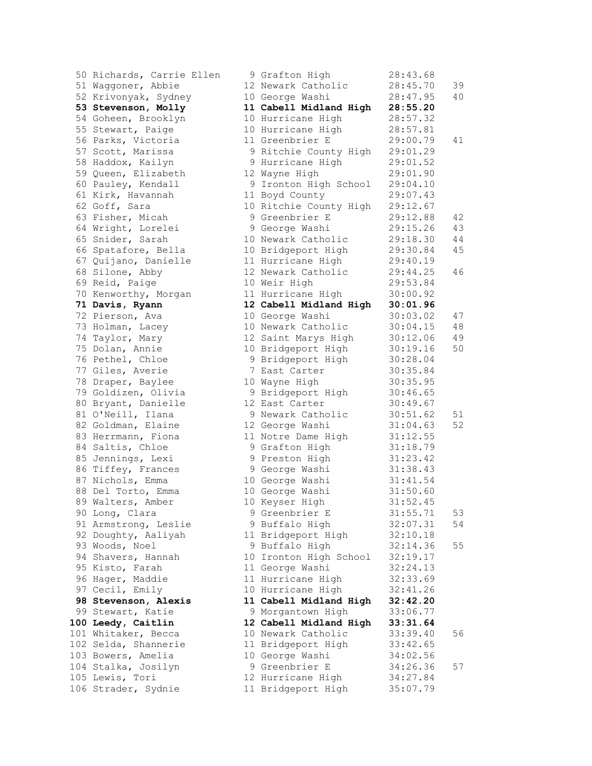| Place | Name | Yr | School | Time | Score |
|---|---|---|---|---|---|
| 50 | Richards, Carrie Ellen | 9 | Grafton High | 28:43.68 | |
| 51 | Waggoner, Abbie | 12 | Newark Catholic | 28:45.70 | 39 |
| 52 | Krivonyak, Sydney | 10 | George Washi | 28:47.95 | 40 |
| **53** | **Stevenson, Molly** | **11** | **Cabell Midland High** | **28:55.20** | |
| 54 | Goheen, Brooklyn | 10 | Hurricane High | 28:57.32 | |
| 55 | Stewart, Paige | 10 | Hurricane High | 28:57.81 | |
| 56 | Parks, Victoria | 11 | Greenbrier E | 29:00.79 | 41 |
| 57 | Scott, Marissa | 9 | Ritchie County High | 29:01.29 | |
| 58 | Haddox, Kailyn | 9 | Hurricane High | 29:01.52 | |
| 59 | Queen, Elizabeth | 12 | Wayne High | 29:01.90 | |
| 60 | Pauley, Kendall | 9 | Ironton High School | 29:04.10 | |
| 61 | Kirk, Havannah | 11 | Boyd County | 29:07.43 | |
| 62 | Goff, Sara | 10 | Ritchie County High | 29:12.67 | |
| 63 | Fisher, Micah | 9 | Greenbrier E | 29:12.88 | 42 |
| 64 | Wright, Lorelei | 9 | George Washi | 29:15.26 | 43 |
| 65 | Snider, Sarah | 10 | Newark Catholic | 29:18.30 | 44 |
| 66 | Spatafore, Bella | 10 | Bridgeport High | 29:30.84 | 45 |
| 67 | Quijano, Danielle | 11 | Hurricane High | 29:40.19 | |
| 68 | Silone, Abby | 12 | Newark Catholic | 29:44.25 | 46 |
| 69 | Reid, Paige | 10 | Weir High | 29:53.84 | |
| 70 | Kenworthy, Morgan | 11 | Hurricane High | 30:00.92 | |
| **71** | **Davis, Ryann** | **12** | **Cabell Midland High** | **30:01.96** | |
| 72 | Pierson, Ava | 10 | George Washi | 30:03.02 | 47 |
| 73 | Holman, Lacey | 10 | Newark Catholic | 30:04.15 | 48 |
| 74 | Taylor, Mary | 12 | Saint Marys High | 30:12.06 | 49 |
| 75 | Dolan, Annie | 10 | Bridgeport High | 30:19.16 | 50 |
| 76 | Pethel, Chloe | 9 | Bridgeport High | 30:28.04 | |
| 77 | Giles, Averie | 7 | East Carter | 30:35.84 | |
| 78 | Draper, Baylee | 10 | Wayne High | 30:35.95 | |
| 79 | Goldizen, Olivia | 9 | Bridgeport High | 30:46.65 | |
| 80 | Bryant, Danielle | 12 | East Carter | 30:49.67 | |
| 81 | O'Neill, Ilana | 9 | Newark Catholic | 30:51.62 | 51 |
| 82 | Goldman, Elaine | 12 | George Washi | 31:04.63 | 52 |
| 83 | Herrmann, Fiona | 11 | Notre Dame High | 31:12.55 | |
| 84 | Saltis, Chloe | 9 | Grafton High | 31:18.79 | |
| 85 | Jennings, Lexi | 9 | Preston High | 31:23.42 | |
| 86 | Tiffey, Frances | 9 | George Washi | 31:38.43 | |
| 87 | Nichols, Emma | 10 | George Washi | 31:41.54 | |
| 88 | Del Torto, Emma | 10 | George Washi | 31:50.60 | |
| 89 | Walters, Amber | 10 | Keyser High | 31:52.45 | |
| 90 | Long, Clara | 9 | Greenbrier E | 31:55.71 | 53 |
| 91 | Armstrong, Leslie | 9 | Buffalo High | 32:07.31 | 54 |
| 92 | Doughty, Aaliyah | 11 | Bridgeport High | 32:10.18 | |
| 93 | Woods, Noel | 9 | Buffalo High | 32:14.36 | 55 |
| 94 | Shavers, Hannah | 10 | Ironton High School | 32:19.17 | |
| 95 | Kisto, Farah | 11 | George Washi | 32:24.13 | |
| 96 | Hager, Maddie | 11 | Hurricane High | 32:33.69 | |
| 97 | Cecil, Emily | 10 | Hurricane High | 32:41.26 | |
| **98** | **Stevenson, Alexis** | **11** | **Cabell Midland High** | **32:42.20** | |
| 99 | Stewart, Katie | 9 | Morgantown High | 33:06.77 | |
| **100** | **Leedy, Caitlin** | **12** | **Cabell Midland High** | **33:31.64** | |
| 101 | Whitaker, Becca | 10 | Newark Catholic | 33:39.40 | 56 |
| 102 | Selda, Shannerie | 11 | Bridgeport High | 33:42.65 | |
| 103 | Bowers, Amelia | 10 | George Washi | 34:02.56 | |
| 104 | Stalka, Josilyn | 9 | Greenbrier E | 34:26.36 | 57 |
| 105 | Lewis, Tori | 12 | Hurricane High | 34:27.84 | |
| 106 | Strader, Sydnie | 11 | Bridgeport High | 35:07.79 | |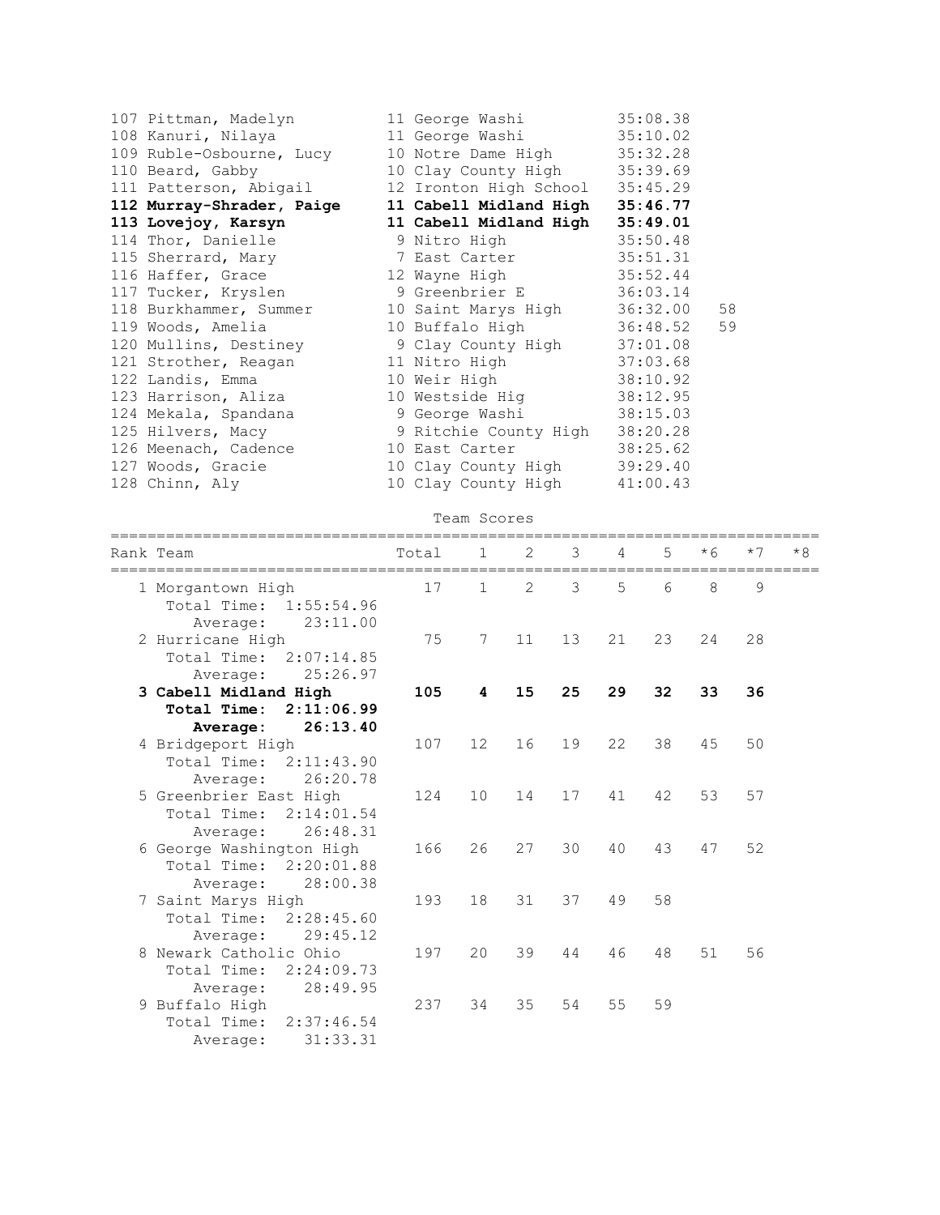| | | | | | |
|---|---|---|---|---|---|
| 107 | Pittman, Madelyn | 11 | George Washi | 35:08.38 | |
| 108 | Kanuri, Nilaya | 11 | George Washi | 35:10.02 | |
| 109 | Ruble-Osbourne, Lucy | 10 | Notre Dame High | 35:32.28 | |
| 110 | Beard, Gabby | 10 | Clay County High | 35:39.69 | |
| 111 | Patterson, Abigail | 12 | Ironton High School | 35:45.29 | |
| **112** | **Murray-Shrader, Paige** | **11** | **Cabell Midland High** | **35:46.77** | |
| **113** | **Lovejoy, Karsyn** | **11** | **Cabell Midland High** | **35:49.01** | |
| 114 | Thor, Danielle | 9 | Nitro High | 35:50.48 | |
| 115 | Sherrard, Mary | 7 | East Carter | 35:51.31 | |
| 116 | Haffer, Grace | 12 | Wayne High | 35:52.44 | |
| 117 | Tucker, Kryslen | 9 | Greenbrier E | 36:03.14 | |
| 118 | Burkhammer, Summer | 10 | Saint Marys High | 36:32.00 | 58 |
| 119 | Woods, Amelia | 10 | Buffalo High | 36:48.52 | 59 |
| 120 | Mullins, Destiney | 9 | Clay County High | 37:01.08 | |
| 121 | Strother, Reagan | 11 | Nitro High | 37:03.68 | |
| 122 | Landis, Emma | 10 | Weir High | 38:10.92 | |
| 123 | Harrison, Aliza | 10 | Westside Hig | 38:12.95 | |
| 124 | Mekala, Spandana | 9 | George Washi | 38:15.03 | |
| 125 | Hilvers, Macy | 9 | Ritchie County High | 38:20.28 | |
| 126 | Meenach, Cadence | 10 | East Carter | 38:25.62 | |
| 127 | Woods, Gracie | 10 | Clay County High | 39:29.40 | |
| 128 | Chinn, Aly | 10 | Clay County High | 41:00.43 | |

Team Scores

| Rank | Team | Total | 1 | 2 | 3 | 4 | 5 | *6 | *7 | *8 |
|---|---|---|---|---|---|---|---|---|---|---|
| 1 | Morgantown High | 17 | 1 | 2 | 3 | 5 | 6 | 8 | 9 | |
| | Total Time: 1:55:54.96 | | | | | | | | | |
| | Average: 23:11.00 | | | | | | | | | |
| 2 | Hurricane High | 75 | 7 | 11 | 13 | 21 | 23 | 24 | 28 | |
| | Total Time: 2:07:14.85 | | | | | | | | | |
| | Average: 25:26.97 | | | | | | | | | |
| **3** | **Cabell Midland High** | **105** | **4** | **15** | **25** | **29** | **32** | **33** | **36** | |
| | **Total Time: 2:11:06.99** | | | | | | | | | |
| | **Average: 26:13.40** | | | | | | | | | |
| 4 | Bridgeport High | 107 | 12 | 16 | 19 | 22 | 38 | 45 | 50 | |
| | Total Time: 2:11:43.90 | | | | | | | | | |
| | Average: 26:20.78 | | | | | | | | | |
| 5 | Greenbrier East High | 124 | 10 | 14 | 17 | 41 | 42 | 53 | 57 | |
| | Total Time: 2:14:01.54 | | | | | | | | | |
| | Average: 26:48.31 | | | | | | | | | |
| 6 | George Washington High | 166 | 26 | 27 | 30 | 40 | 43 | 47 | 52 | |
| | Total Time: 2:20:01.88 | | | | | | | | | |
| | Average: 28:00.38 | | | | | | | | | |
| 7 | Saint Marys High | 193 | 18 | 31 | 37 | 49 | 58 | | | |
| | Total Time: 2:28:45.60 | | | | | | | | | |
| | Average: 29:45.12 | | | | | | | | | |
| 8 | Newark Catholic Ohio | 197 | 20 | 39 | 44 | 46 | 48 | 51 | 56 | |
| | Total Time: 2:24:09.73 | | | | | | | | | |
| | Average: 28:49.95 | | | | | | | | | |
| 9 | Buffalo High | 237 | 34 | 35 | 54 | 55 | 59 | | | |
| | Total Time: 2:37:46.54 | | | | | | | | | |
| | Average: 31:33.31 | | | | | | | | | |